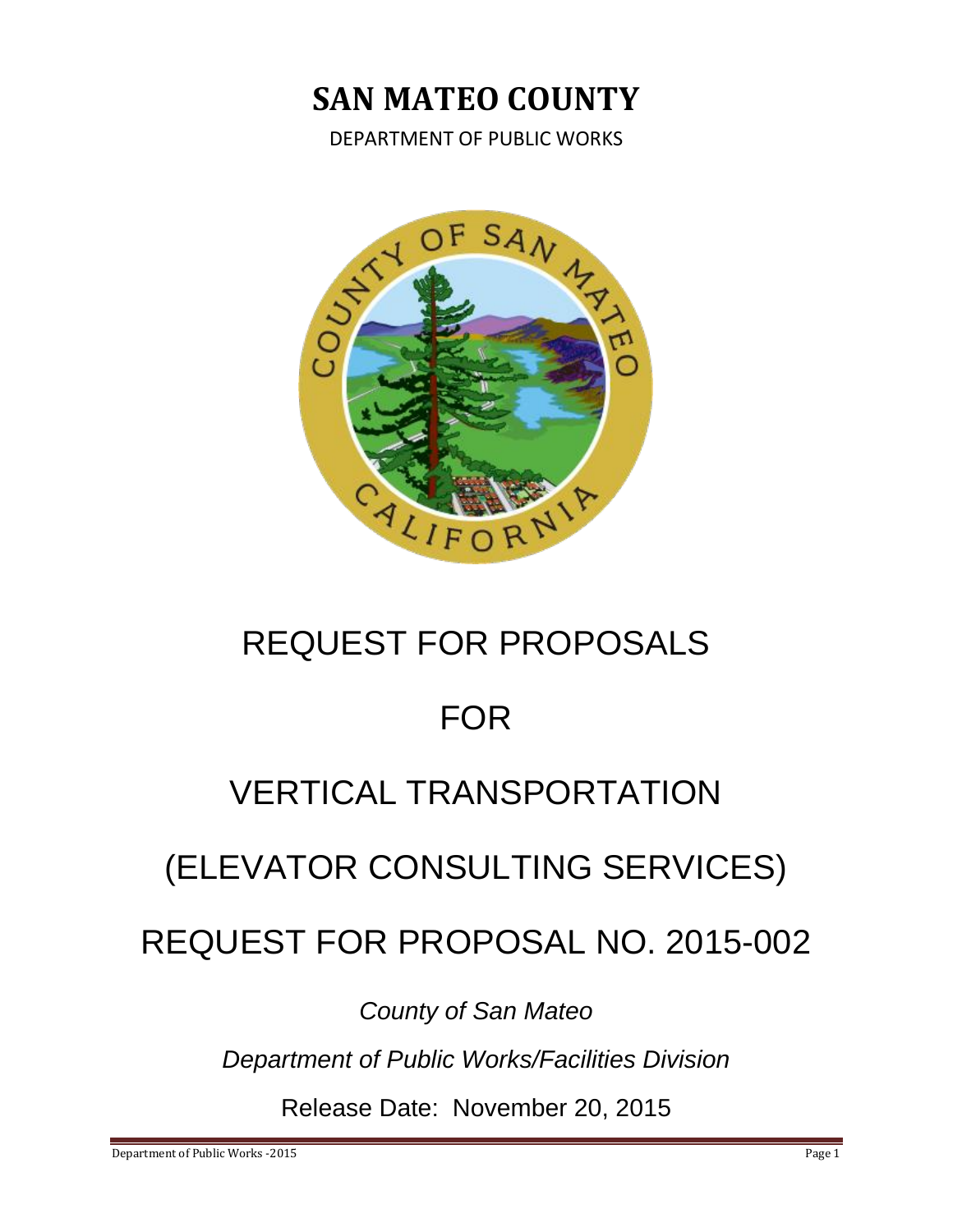# SAN MATEO COUNTY

DEPARTMENT OF PUBLIC WORKS

# REQUEST FOR PROPOSALS

# FOR

# VERTICAL TRANSPORTATION

# (ELEVATOR CONSULTING SERVICES)

# REQUEST FOR PROPOSAL NO. 2015-002

*County of San Mateo*

*Department of Public Works/Facilities Division*

Release Date: November 20, 2015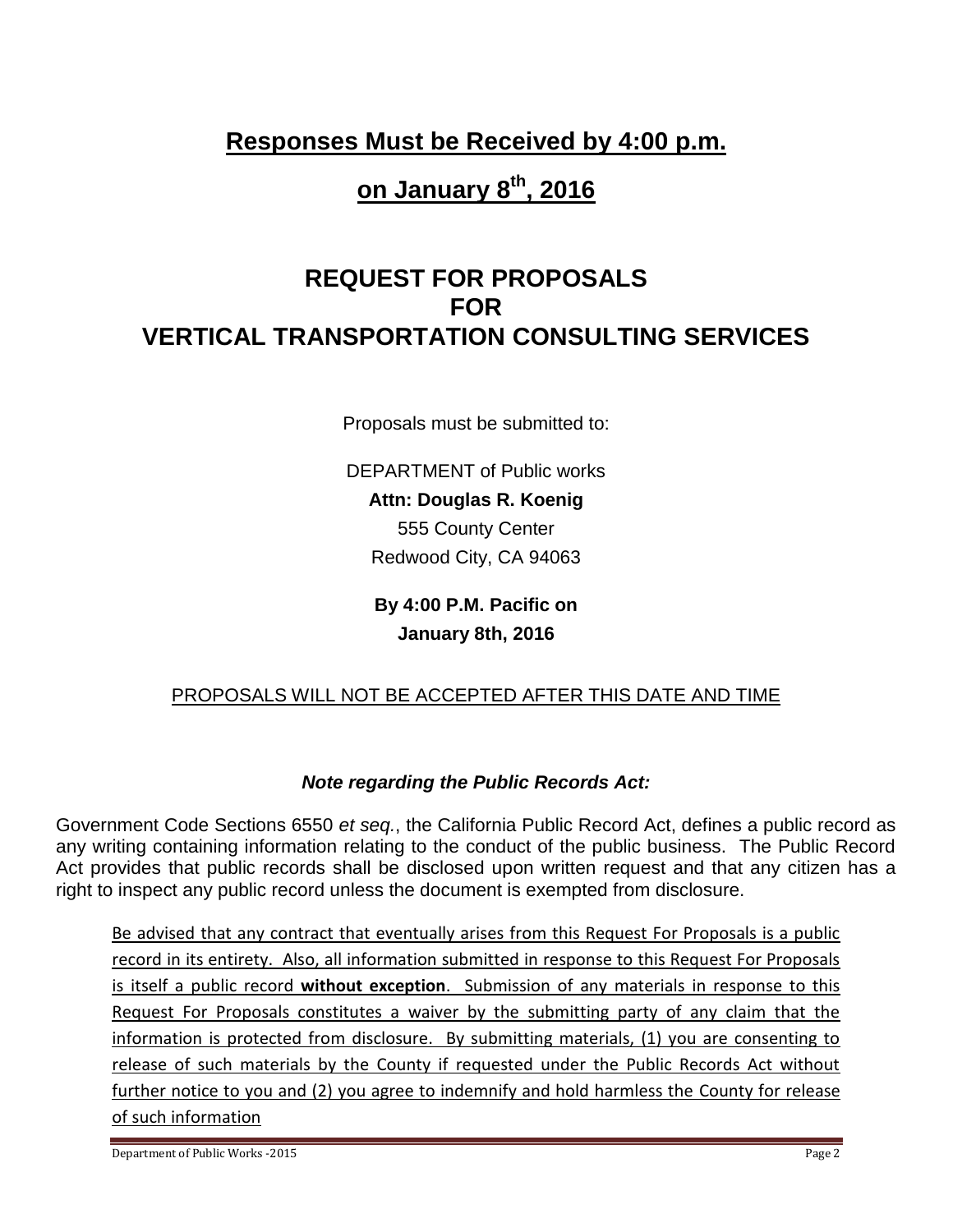**Responses Must be Received by 4:00 p.m.**

**on January 8th, 2016**

# REQUEST FOR PROPOSALS FOR VERTICAL TRANSPORTATION CONSULTING SERVICES

Proposals must be submitted to:

DEPARTMENT of Public works

**Attn: Douglas R. Koenig**

555 County Center

Redwood City, CA 94063

**By 4:00 P.M. Pacific on**

**January 8th, 2016**

PROPOSALS WILL NOT BE ACCEPTED AFTER THIS DATE AND TIME

***Note regarding the Public Records Act:***

Government Code Sections 6550 *et seq.*, the California Public Record Act, defines a public record as any writing containing information relating to the conduct of the public business. The Public Record Act provides that public records shall be disclosed upon written request and that any citizen has a right to inspect any public record unless the document is exempted from disclosure.

Be advised that any contract that eventually arises from this Request For Proposals is a public record in its entirety. Also, all information submitted in response to this Request For Proposals is itself a public record **without exception**. Submission of any materials in response to this Request For Proposals constitutes a waiver by the submitting party of any claim that the information is protected from disclosure. By submitting materials, (1) you are consenting to release of such materials by the County if requested under the Public Records Act without further notice to you and (2) you agree to indemnify and hold harmless the County for release of such information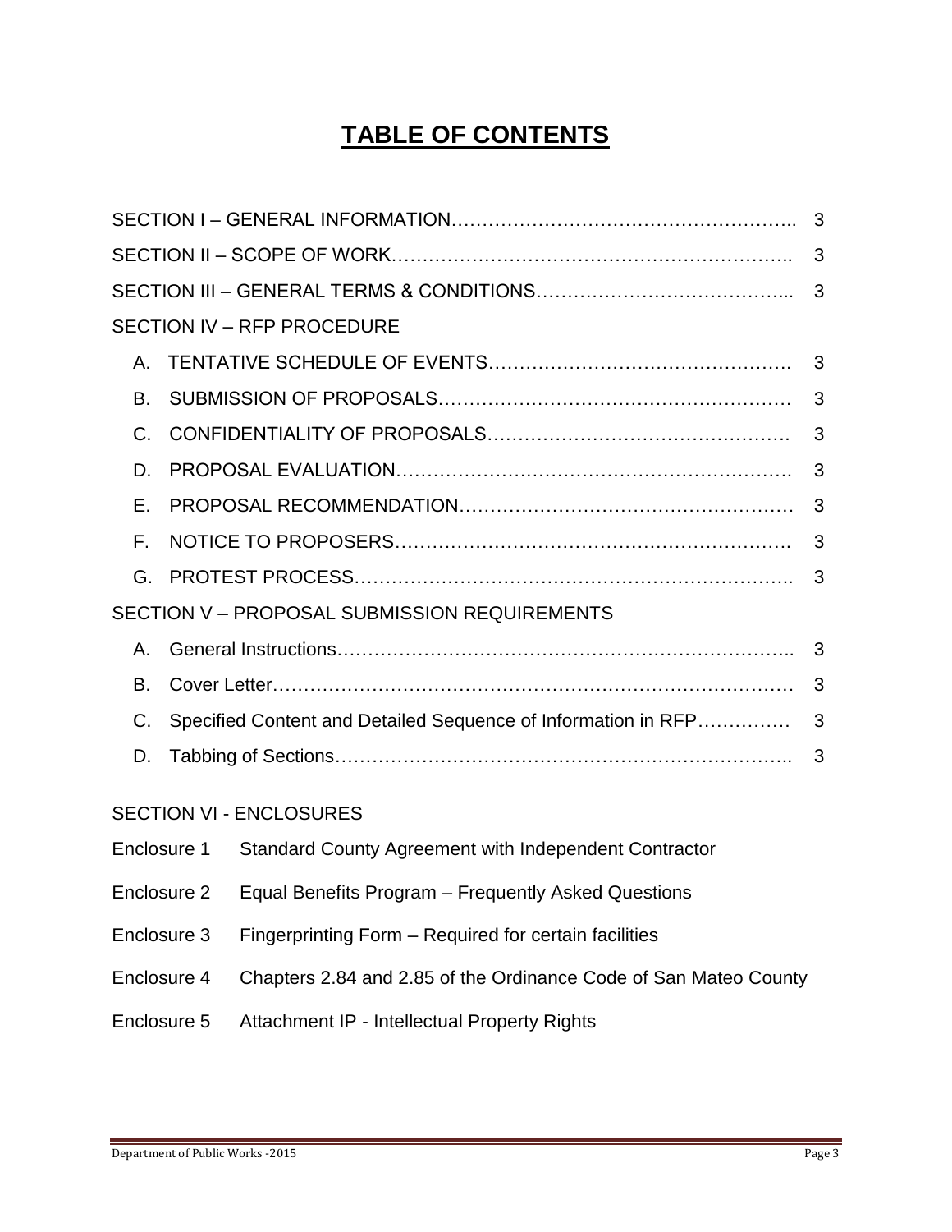# TABLE OF CONTENTS

SECTION I – GENERAL INFORMATION……………………………………………….. 3

SECTION II – SCOPE OF WORK…….…………….…………….………….…………….. 3

SECTION III – GENERAL TERMS & CONDITIONS………………………………….... 3

SECTION IV – RFP PROCEDURE

- A. TENTATIVE SCHEDULE OF EVENTS…………………………………………. 3
- B. SUBMISSION OF PROPOSALS………………….……………….……………… 3
- C. CONFIDENTIALITY OF PROPOSALS………….……………………………….3
- D. PROPOSAL EVALUATION……………………….…………………………….3
- E. PROPOSAL RECOMMENDATION……………………………………………… 3
- F. NOTICE TO PROPOSERS……………………………………………………. 3
- G. PROTEST PROCESS………….………………….……………….…………….. 3

SECTION V – PROPOSAL SUBMISSION REQUIREMENTS

- A. General Instructions……………………………………………………………….. 3
- B. Cover Letter………………………………………………………………………… 3
- C. Specified Content and Detailed Sequence of Information in RFP…………. 3
- D. Tabbing of Sections…………………………………………….……………….. 3

SECTION VI - ENCLOSURES

- Enclosure 1 Standard County Agreement with Independent Contractor
- Enclosure 2 Equal Benefits Program – Frequently Asked Questions
- Enclosure 3 Fingerprinting Form – Required for certain facilities
- Enclosure 4 Chapters 2.84 and 2.85 of the Ordinance Code of San Mateo County
- Enclosure 5 Attachment IP - Intellectual Property Rights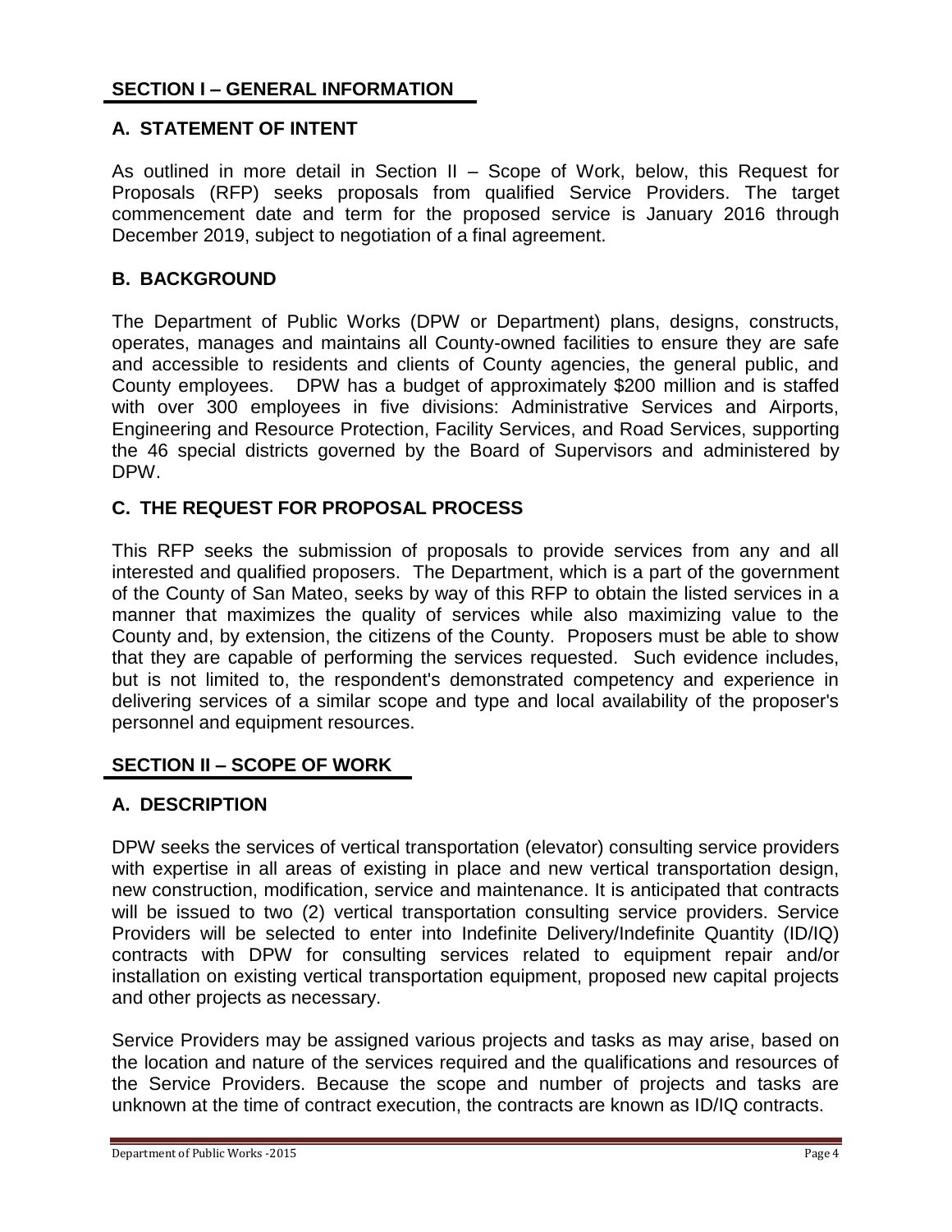## SECTION I – GENERAL INFORMATION

### A. STATEMENT OF INTENT

As outlined in more detail in Section II – Scope of Work, below, this Request for Proposals (RFP) seeks proposals from qualified Service Providers. The target commencement date and term for the proposed service is January 2016 through December 2019, subject to negotiation of a final agreement.

### B. BACKGROUND

The Department of Public Works (DPW or Department) plans, designs, constructs, operates, manages and maintains all County-owned facilities to ensure they are safe and accessible to residents and clients of County agencies, the general public, and County employees. DPW has a budget of approximately $200 million and is staffed with over 300 employees in five divisions: Administrative Services and Airports, Engineering and Resource Protection, Facility Services, and Road Services, supporting the 46 special districts governed by the Board of Supervisors and administered by DPW.

### C. THE REQUEST FOR PROPOSAL PROCESS

This RFP seeks the submission of proposals to provide services from any and all interested and qualified proposers. The Department, which is a part of the government of the County of San Mateo, seeks by way of this RFP to obtain the listed services in a manner that maximizes the quality of services while also maximizing value to the County and, by extension, the citizens of the County. Proposers must be able to show that they are capable of performing the services requested. Such evidence includes, but is not limited to, the respondent's demonstrated competency and experience in delivering services of a similar scope and type and local availability of the proposer's personnel and equipment resources.

## SECTION II – SCOPE OF WORK

### A. DESCRIPTION

DPW seeks the services of vertical transportation (elevator) consulting service providers with expertise in all areas of existing in place and new vertical transportation design, new construction, modification, service and maintenance. It is anticipated that contracts will be issued to two (2) vertical transportation consulting service providers. Service Providers will be selected to enter into Indefinite Delivery/Indefinite Quantity (ID/IQ) contracts with DPW for consulting services related to equipment repair and/or installation on existing vertical transportation equipment, proposed new capital projects and other projects as necessary.

Service Providers may be assigned various projects and tasks as may arise, based on the location and nature of the services required and the qualifications and resources of the Service Providers. Because the scope and number of projects and tasks are unknown at the time of contract execution, the contracts are known as ID/IQ contracts.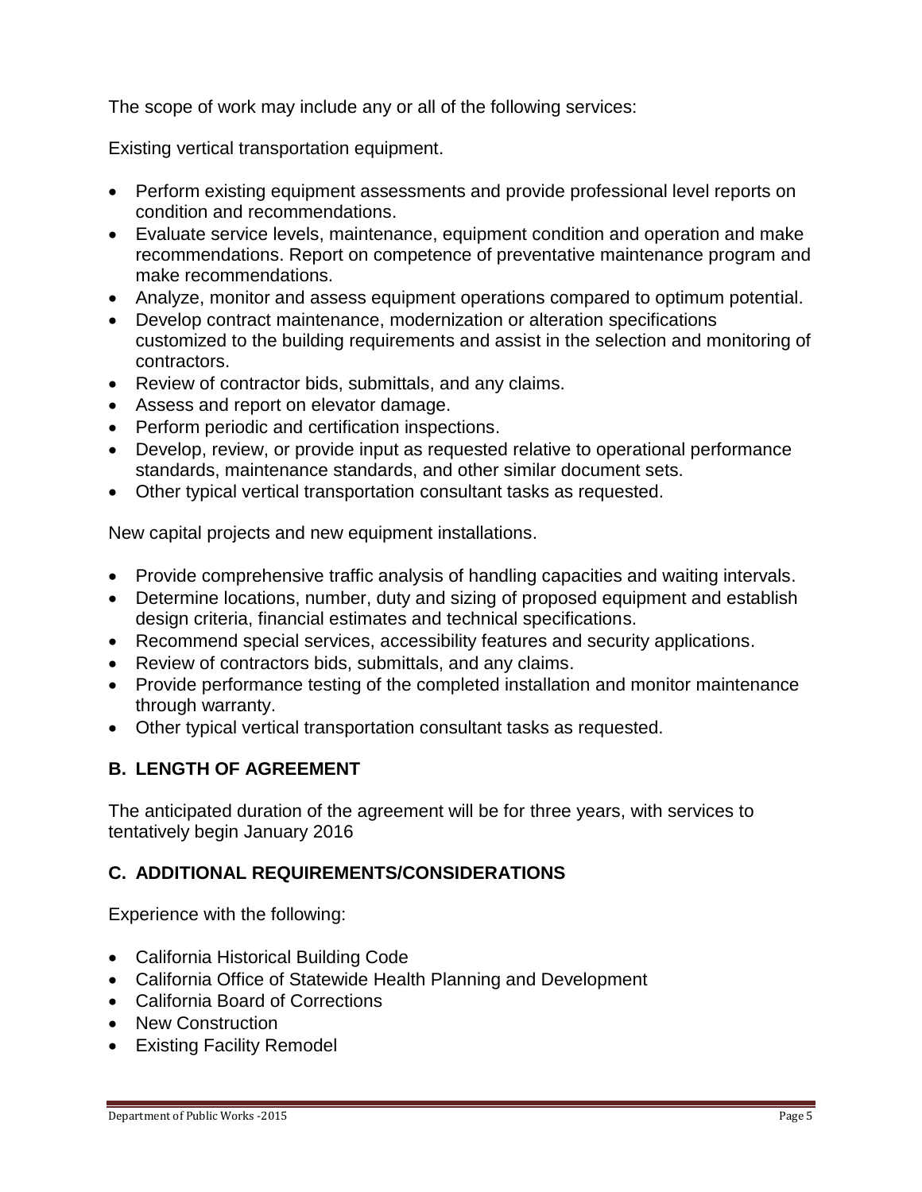The scope of work may include any or all of the following services:

Existing vertical transportation equipment.

- Perform existing equipment assessments and provide professional level reports on condition and recommendations.
- Evaluate service levels, maintenance, equipment condition and operation and make recommendations. Report on competence of preventative maintenance program and make recommendations.
- Analyze, monitor and assess equipment operations compared to optimum potential.
- Develop contract maintenance, modernization or alteration specifications customized to the building requirements and assist in the selection and monitoring of contractors.
- Review of contractor bids, submittals, and any claims.
- Assess and report on elevator damage.
- Perform periodic and certification inspections.
- Develop, review, or provide input as requested relative to operational performance standards, maintenance standards, and other similar document sets.
- Other typical vertical transportation consultant tasks as requested.

New capital projects and new equipment installations.

- Provide comprehensive traffic analysis of handling capacities and waiting intervals.
- Determine locations, number, duty and sizing of proposed equipment and establish design criteria, financial estimates and technical specifications.
- Recommend special services, accessibility features and security applications.
- Review of contractors bids, submittals, and any claims.
- Provide performance testing of the completed installation and monitor maintenance through warranty.
- Other typical vertical transportation consultant tasks as requested.

## B. LENGTH OF AGREEMENT

The anticipated duration of the agreement will be for three years, with services to tentatively begin January 2016

## C. ADDITIONAL REQUIREMENTS/CONSIDERATIONS

Experience with the following:

- California Historical Building Code
- California Office of Statewide Health Planning and Development
- California Board of Corrections
- New Construction
- Existing Facility Remodel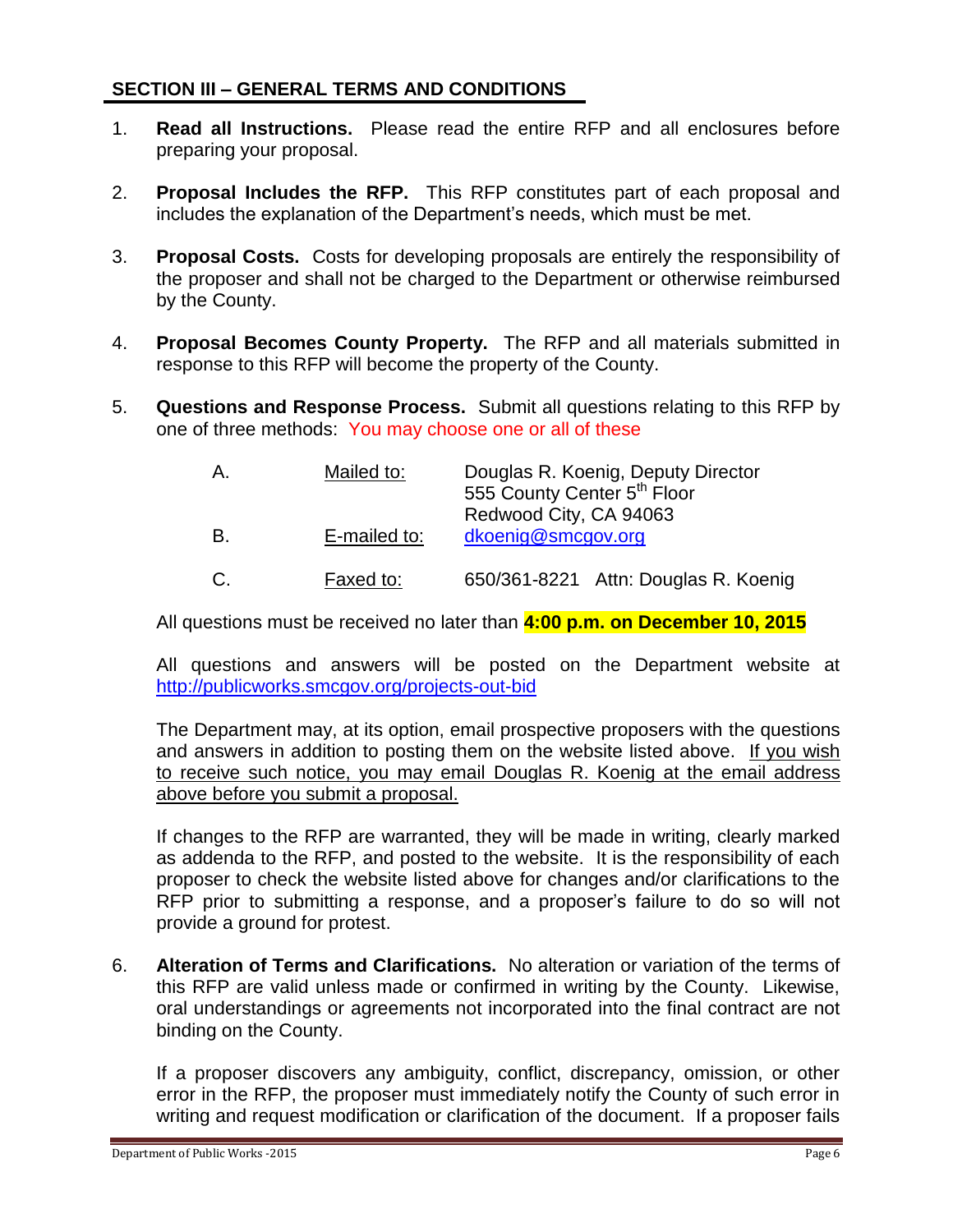## SECTION III – GENERAL TERMS AND CONDITIONS

1. **Read all Instructions.** Please read the entire RFP and all enclosures before preparing your proposal.

2. **Proposal Includes the RFP.** This RFP constitutes part of each proposal and includes the explanation of the Department's needs, which must be met.

3. **Proposal Costs.** Costs for developing proposals are entirely the responsibility of the proposer and shall not be charged to the Department or otherwise reimbursed by the County.

4. **Proposal Becomes County Property.** The RFP and all materials submitted in response to this RFP will become the property of the County.

5. **Questions and Response Process.** Submit all questions relating to this RFP by one of three methods: You may choose one or all of these

   | | | |
   |---|---|---|
   | A. | Mailed to: | Douglas R. Koenig, Deputy Director<br>555 County Center 5th Floor<br>Redwood City, CA 94063 |
   | B. | E-mailed to: | dkoenig@smcgov.org |
   | C. | Faxed to: | 650/361-8221 Attn: Douglas R. Koenig |

   All questions must be received no later than **4:00 p.m. on December 10, 2015**

   All questions and answers will be posted on the Department website at http://publicworks.smcgov.org/projects-out-bid

   The Department may, at its option, email prospective proposers with the questions and answers in addition to posting them on the website listed above. If you wish to receive such notice, you may email Douglas R. Koenig at the email address above before you submit a proposal.

   If changes to the RFP are warranted, they will be made in writing, clearly marked as addenda to the RFP, and posted to the website. It is the responsibility of each proposer to check the website listed above for changes and/or clarifications to the RFP prior to submitting a response, and a proposer's failure to do so will not provide a ground for protest.

6. **Alteration of Terms and Clarifications.** No alteration or variation of the terms of this RFP are valid unless made or confirmed in writing by the County. Likewise, oral understandings or agreements not incorporated into the final contract are not binding on the County.

   If a proposer discovers any ambiguity, conflict, discrepancy, omission, or other error in the RFP, the proposer must immediately notify the County of such error in writing and request modification or clarification of the document. If a proposer fails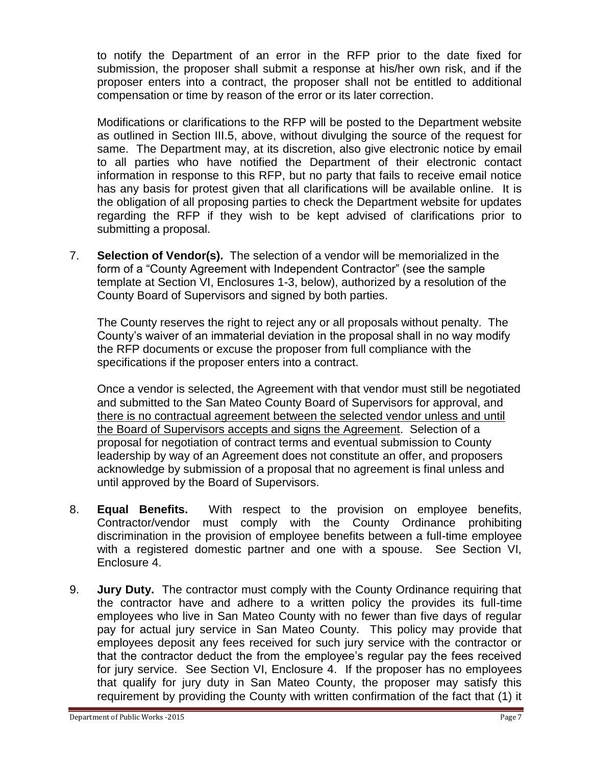to notify the Department of an error in the RFP prior to the date fixed for submission, the proposer shall submit a response at his/her own risk, and if the proposer enters into a contract, the proposer shall not be entitled to additional compensation or time by reason of the error or its later correction.

Modifications or clarifications to the RFP will be posted to the Department website as outlined in Section III.5, above, without divulging the source of the request for same. The Department may, at its discretion, also give electronic notice by email to all parties who have notified the Department of their electronic contact information in response to this RFP, but no party that fails to receive email notice has any basis for protest given that all clarifications will be available online. It is the obligation of all proposing parties to check the Department website for updates regarding the RFP if they wish to be kept advised of clarifications prior to submitting a proposal.

7. **Selection of Vendor(s).** The selection of a vendor will be memorialized in the form of a "County Agreement with Independent Contractor" (see the sample template at Section VI, Enclosures 1-3, below), authorized by a resolution of the County Board of Supervisors and signed by both parties.

   The County reserves the right to reject any or all proposals without penalty. The County's waiver of an immaterial deviation in the proposal shall in no way modify the RFP documents or excuse the proposer from full compliance with the specifications if the proposer enters into a contract.

   Once a vendor is selected, the Agreement with that vendor must still be negotiated and submitted to the San Mateo County Board of Supervisors for approval, and <u>there is no contractual agreement between the selected vendor unless and until the Board of Supervisors accepts and signs the Agreement</u>. Selection of a proposal for negotiation of contract terms and eventual submission to County leadership by way of an Agreement does not constitute an offer, and proposers acknowledge by submission of a proposal that no agreement is final unless and until approved by the Board of Supervisors.

8. **Equal Benefits.** With respect to the provision on employee benefits, Contractor/vendor must comply with the County Ordinance prohibiting discrimination in the provision of employee benefits between a full-time employee with a registered domestic partner and one with a spouse. See Section VI, Enclosure 4.

9. **Jury Duty.** The contractor must comply with the County Ordinance requiring that the contractor have and adhere to a written policy the provides its full-time employees who live in San Mateo County with no fewer than five days of regular pay for actual jury service in San Mateo County. This policy may provide that employees deposit any fees received for such jury service with the contractor or that the contractor deduct the from the employee's regular pay the fees received for jury service. See Section VI, Enclosure 4. If the proposer has no employees that qualify for jury duty in San Mateo County, the proposer may satisfy this requirement by providing the County with written confirmation of the fact that (1) it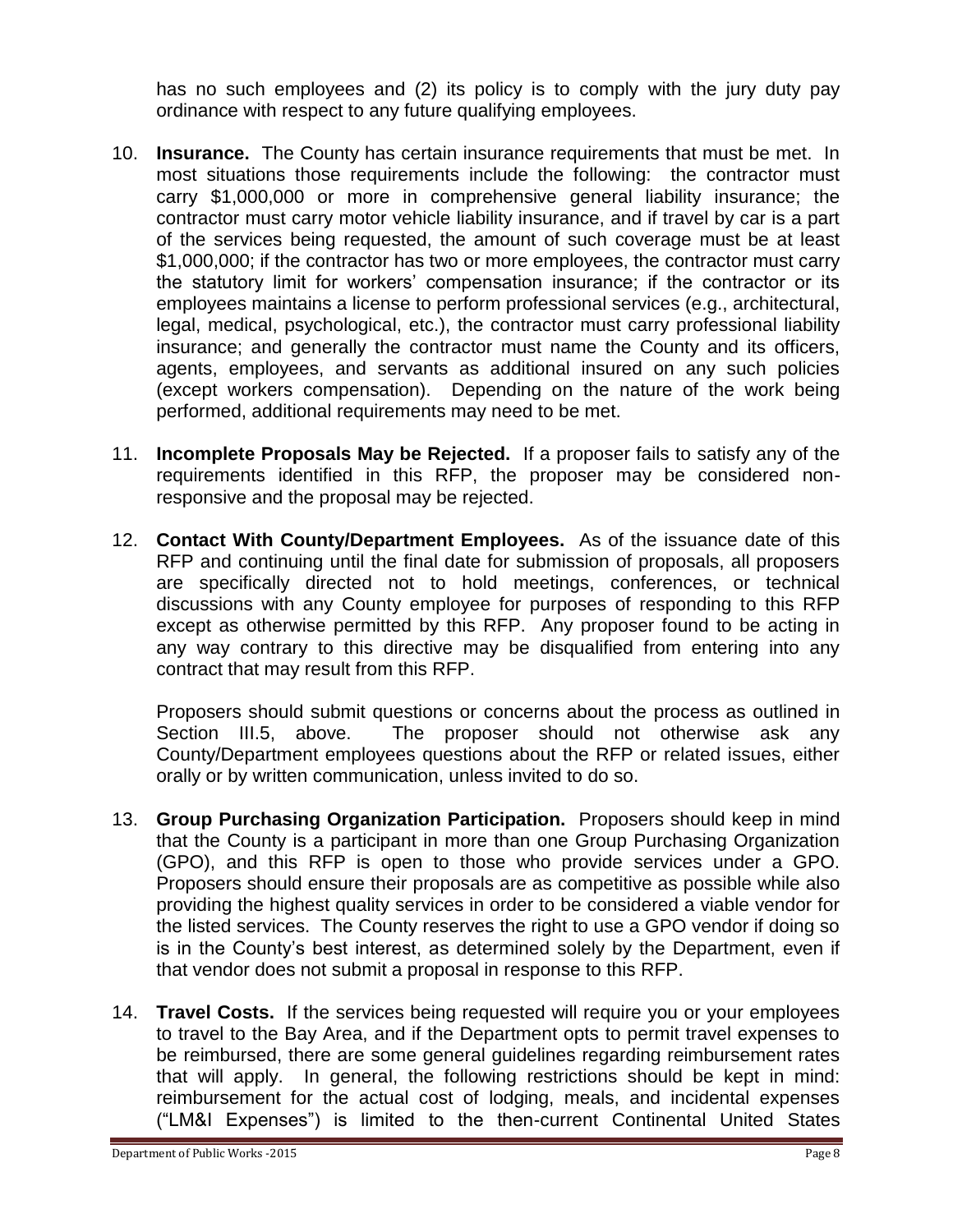has no such employees and (2) its policy is to comply with the jury duty pay ordinance with respect to any future qualifying employees.

10. **Insurance.** The County has certain insurance requirements that must be met. In most situations those requirements include the following: the contractor must carry $1,000,000 or more in comprehensive general liability insurance; the contractor must carry motor vehicle liability insurance, and if travel by car is a part of the services being requested, the amount of such coverage must be at least $1,000,000; if the contractor has two or more employees, the contractor must carry the statutory limit for workers' compensation insurance; if the contractor or its employees maintains a license to perform professional services (e.g., architectural, legal, medical, psychological, etc.), the contractor must carry professional liability insurance; and generally the contractor must name the County and its officers, agents, employees, and servants as additional insured on any such policies (except workers compensation). Depending on the nature of the work being performed, additional requirements may need to be met.

11. **Incomplete Proposals May be Rejected.** If a proposer fails to satisfy any of the requirements identified in this RFP, the proposer may be considered non-responsive and the proposal may be rejected.

12. **Contact With County/Department Employees.** As of the issuance date of this RFP and continuing until the final date for submission of proposals, all proposers are specifically directed not to hold meetings, conferences, or technical discussions with any County employee for purposes of responding to this RFP except as otherwise permitted by this RFP. Any proposer found to be acting in any way contrary to this directive may be disqualified from entering into any contract that may result from this RFP.

    Proposers should submit questions or concerns about the process as outlined in Section III.5, above. The proposer should not otherwise ask any County/Department employees questions about the RFP or related issues, either orally or by written communication, unless invited to do so.

13. **Group Purchasing Organization Participation.** Proposers should keep in mind that the County is a participant in more than one Group Purchasing Organization (GPO), and this RFP is open to those who provide services under a GPO. Proposers should ensure their proposals are as competitive as possible while also providing the highest quality services in order to be considered a viable vendor for the listed services. The County reserves the right to use a GPO vendor if doing so is in the County's best interest, as determined solely by the Department, even if that vendor does not submit a proposal in response to this RFP.

14. **Travel Costs.** If the services being requested will require you or your employees to travel to the Bay Area, and if the Department opts to permit travel expenses to be reimbursed, there are some general guidelines regarding reimbursement rates that will apply. In general, the following restrictions should be kept in mind: reimbursement for the actual cost of lodging, meals, and incidental expenses ("LM&I Expenses") is limited to the then-current Continental United States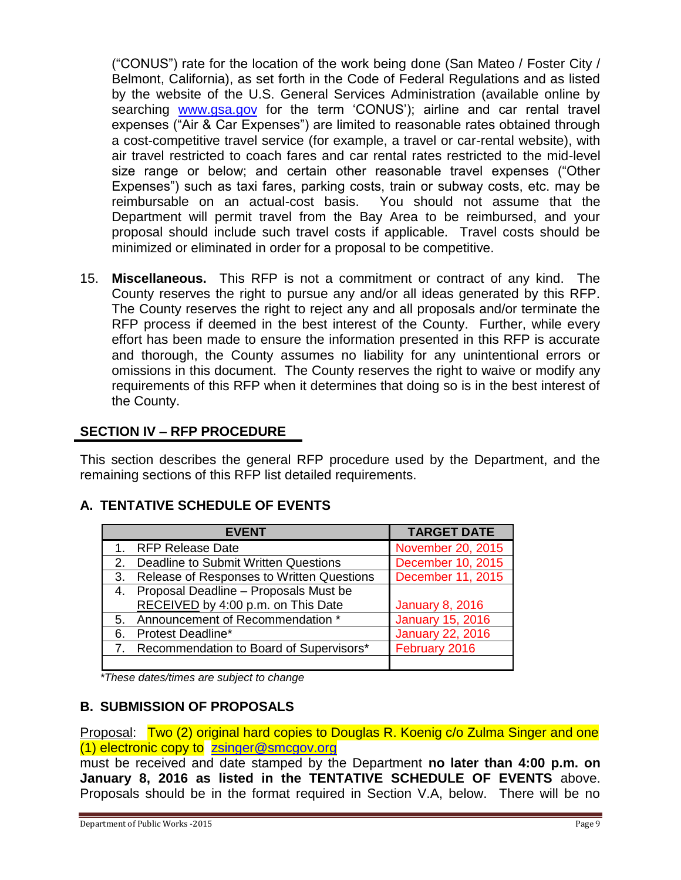("CONUS") rate for the location of the work being done (San Mateo / Foster City / Belmont, California), as set forth in the Code of Federal Regulations and as listed by the website of the U.S. General Services Administration (available online by searching www.gsa.gov for the term 'CONUS'); airline and car rental travel expenses ("Air & Car Expenses") are limited to reasonable rates obtained through a cost-competitive travel service (for example, a travel or car-rental website), with air travel restricted to coach fares and car rental rates restricted to the mid-level size range or below; and certain other reasonable travel expenses ("Other Expenses") such as taxi fares, parking costs, train or subway costs, etc. may be reimbursable on an actual-cost basis. You should not assume that the Department will permit travel from the Bay Area to be reimbursed, and your proposal should include such travel costs if applicable. Travel costs should be minimized or eliminated in order for a proposal to be competitive.

15. **Miscellaneous.** This RFP is not a commitment or contract of any kind. The County reserves the right to pursue any and/or all ideas generated by this RFP. The County reserves the right to reject any and all proposals and/or terminate the RFP process if deemed in the best interest of the County. Further, while every effort has been made to ensure the information presented in this RFP is accurate and thorough, the County assumes no liability for any unintentional errors or omissions in this document. The County reserves the right to waive or modify any requirements of this RFP when it determines that doing so is in the best interest of the County.

## SECTION IV – RFP PROCEDURE

This section describes the general RFP procedure used by the Department, and the remaining sections of this RFP list detailed requirements.

### A. TENTATIVE SCHEDULE OF EVENTS

| EVENT | TARGET DATE |
|---|---|
| 1. RFP Release Date | November 20, 2015 |
| 2. Deadline to Submit Written Questions | December 10, 2015 |
| 3. Release of Responses to Written Questions | December 11, 2015 |
| 4. Proposal Deadline – Proposals Must be RECEIVED by 4:00 p.m. on This Date | January 8, 2016 |
| 5. Announcement of Recommendation * | January 15, 2016 |
| 6. Protest Deadline* | January 22, 2016 |
| 7. Recommendation to Board of Supervisors* | February 2016 |
| | |

*\*These dates/times are subject to change*

### B. SUBMISSION OF PROPOSALS

Proposal: Two (2) original hard copies to Douglas R. Koenig c/o Zulma Singer and one (1) electronic copy to zsinger@smcgov.org must be received and date stamped by the Department **no later than 4:00 p.m. on January 8, 2016 as listed in the TENTATIVE SCHEDULE OF EVENTS** above. Proposals should be in the format required in Section V.A, below. There will be no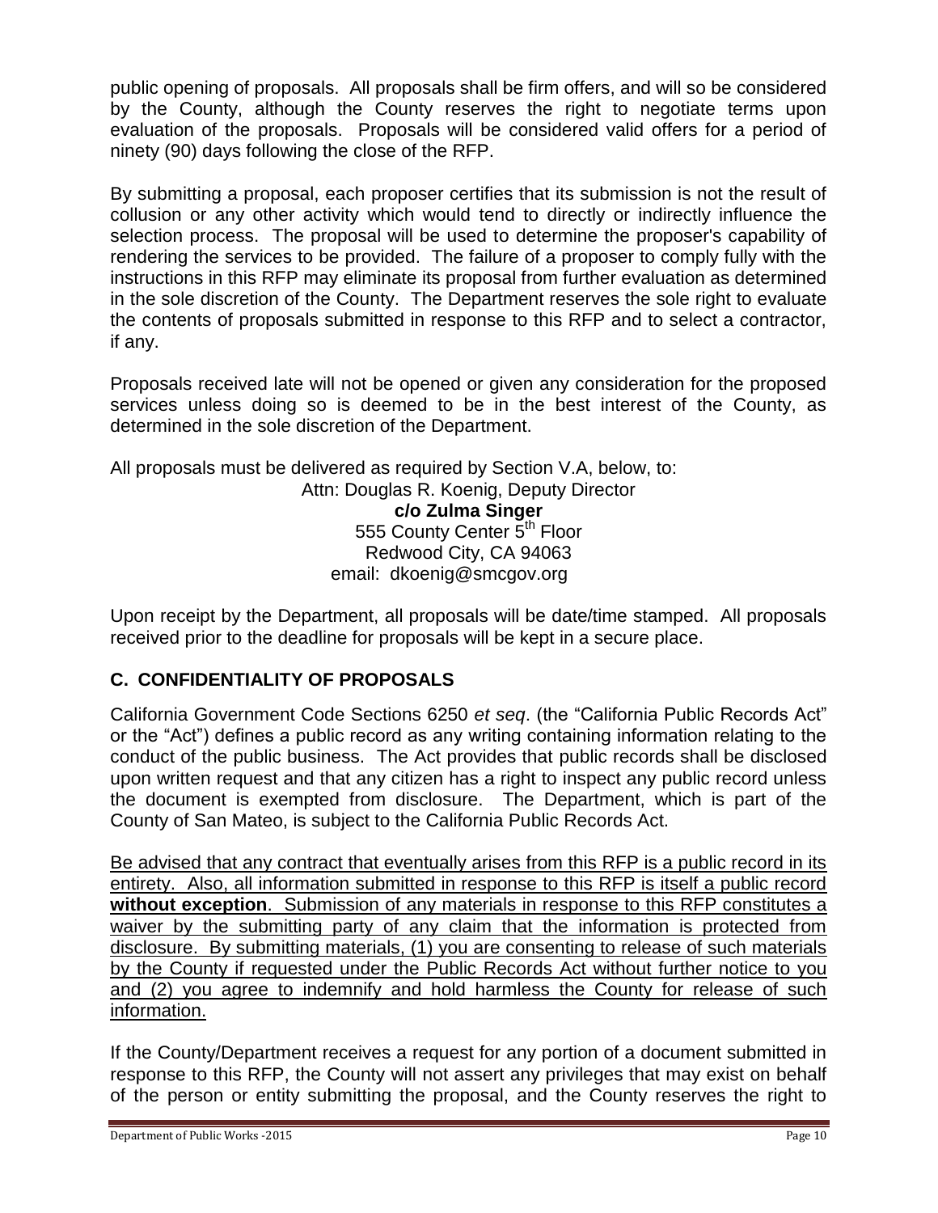public opening of proposals. All proposals shall be firm offers, and will so be considered by the County, although the County reserves the right to negotiate terms upon evaluation of the proposals. Proposals will be considered valid offers for a period of ninety (90) days following the close of the RFP.

By submitting a proposal, each proposer certifies that its submission is not the result of collusion or any other activity which would tend to directly or indirectly influence the selection process. The proposal will be used to determine the proposer's capability of rendering the services to be provided. The failure of a proposer to comply fully with the instructions in this RFP may eliminate its proposal from further evaluation as determined in the sole discretion of the County. The Department reserves the sole right to evaluate the contents of proposals submitted in response to this RFP and to select a contractor, if any.

Proposals received late will not be opened or given any consideration for the proposed services unless doing so is deemed to be in the best interest of the County, as determined in the sole discretion of the Department.

All proposals must be delivered as required by Section V.A, below, to:

Attn: Douglas R. Koenig, Deputy Director
**c/o Zulma Singer**
555 County Center 5th Floor
Redwood City, CA 94063
email: dkoenig@smcgov.org

Upon receipt by the Department, all proposals will be date/time stamped. All proposals received prior to the deadline for proposals will be kept in a secure place.

## C. CONFIDENTIALITY OF PROPOSALS

California Government Code Sections 6250 *et seq*. (the "California Public Records Act" or the "Act") defines a public record as any writing containing information relating to the conduct of the public business. The Act provides that public records shall be disclosed upon written request and that any citizen has a right to inspect any public record unless the document is exempted from disclosure. The Department, which is part of the County of San Mateo, is subject to the California Public Records Act.

<u>Be advised that any contract that eventually arises from this RFP is a public record in its entirety. Also, all information submitted in response to this RFP is itself a public record **without exception**. Submission of any materials in response to this RFP constitutes a waiver by the submitting party of any claim that the information is protected from disclosure. By submitting materials, (1) you are consenting to release of such materials by the County if requested under the Public Records Act without further notice to you and (2) you agree to indemnify and hold harmless the County for release of such information.</u>

If the County/Department receives a request for any portion of a document submitted in response to this RFP, the County will not assert any privileges that may exist on behalf of the person or entity submitting the proposal, and the County reserves the right to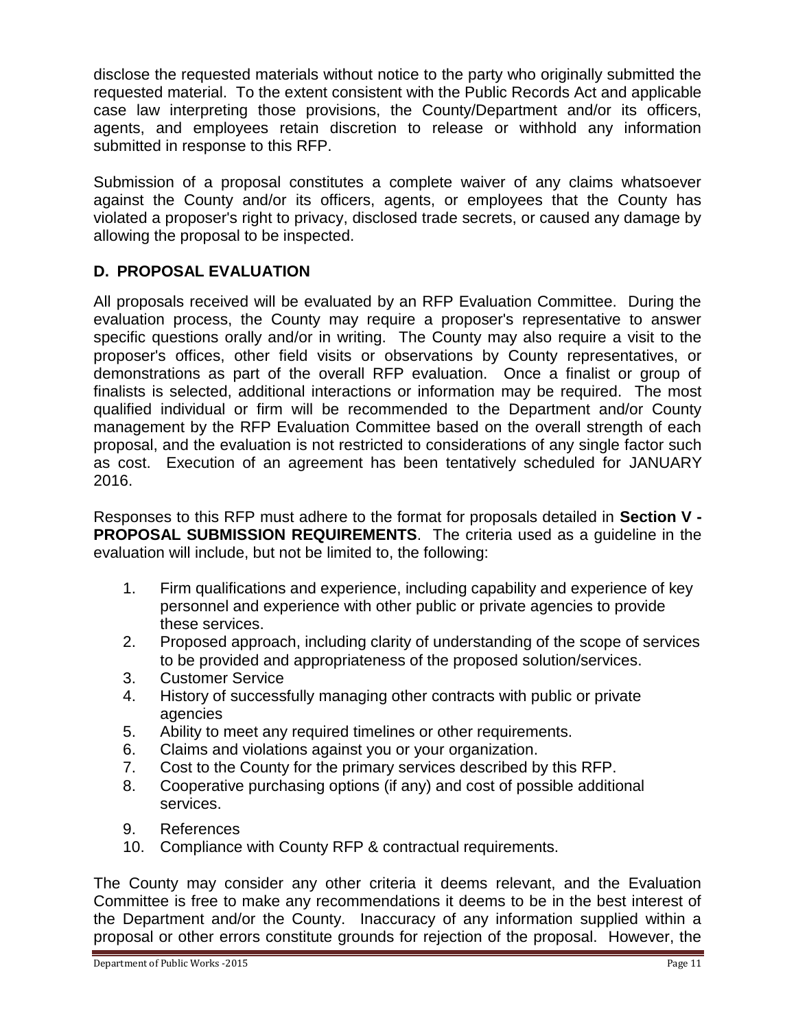disclose the requested materials without notice to the party who originally submitted the requested material. To the extent consistent with the Public Records Act and applicable case law interpreting those provisions, the County/Department and/or its officers, agents, and employees retain discretion to release or withhold any information submitted in response to this RFP.

Submission of a proposal constitutes a complete waiver of any claims whatsoever against the County and/or its officers, agents, or employees that the County has violated a proposer's right to privacy, disclosed trade secrets, or caused any damage by allowing the proposal to be inspected.

## D. PROPOSAL EVALUATION

All proposals received will be evaluated by an RFP Evaluation Committee. During the evaluation process, the County may require a proposer's representative to answer specific questions orally and/or in writing. The County may also require a visit to the proposer's offices, other field visits or observations by County representatives, or demonstrations as part of the overall RFP evaluation. Once a finalist or group of finalists is selected, additional interactions or information may be required. The most qualified individual or firm will be recommended to the Department and/or County management by the RFP Evaluation Committee based on the overall strength of each proposal, and the evaluation is not restricted to considerations of any single factor such as cost. Execution of an agreement has been tentatively scheduled for JANUARY 2016.

Responses to this RFP must adhere to the format for proposals detailed in **Section V - PROPOSAL SUBMISSION REQUIREMENTS**. The criteria used as a guideline in the evaluation will include, but not be limited to, the following:

1. Firm qualifications and experience, including capability and experience of key personnel and experience with other public or private agencies to provide these services.
2. Proposed approach, including clarity of understanding of the scope of services to be provided and appropriateness of the proposed solution/services.
3. Customer Service
4. History of successfully managing other contracts with public or private agencies
5. Ability to meet any required timelines or other requirements.
6. Claims and violations against you or your organization.
7. Cost to the County for the primary services described by this RFP.
8. Cooperative purchasing options (if any) and cost of possible additional services.
9. References
10. Compliance with County RFP & contractual requirements.

The County may consider any other criteria it deems relevant, and the Evaluation Committee is free to make any recommendations it deems to be in the best interest of the Department and/or the County. Inaccuracy of any information supplied within a proposal or other errors constitute grounds for rejection of the proposal. However, the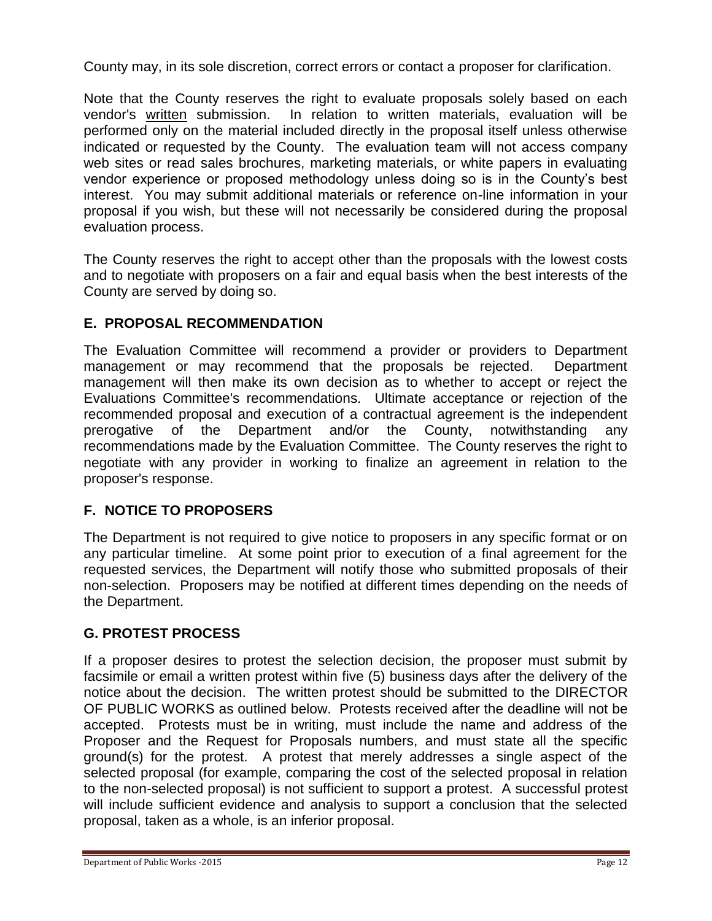County may, in its sole discretion, correct errors or contact a proposer for clarification.

Note that the County reserves the right to evaluate proposals solely based on each vendor's written submission. In relation to written materials, evaluation will be performed only on the material included directly in the proposal itself unless otherwise indicated or requested by the County. The evaluation team will not access company web sites or read sales brochures, marketing materials, or white papers in evaluating vendor experience or proposed methodology unless doing so is in the County's best interest. You may submit additional materials or reference on-line information in your proposal if you wish, but these will not necessarily be considered during the proposal evaluation process.

The County reserves the right to accept other than the proposals with the lowest costs and to negotiate with proposers on a fair and equal basis when the best interests of the County are served by doing so.

## E. PROPOSAL RECOMMENDATION

The Evaluation Committee will recommend a provider or providers to Department management or may recommend that the proposals be rejected. Department management will then make its own decision as to whether to accept or reject the Evaluations Committee's recommendations. Ultimate acceptance or rejection of the recommended proposal and execution of a contractual agreement is the independent prerogative of the Department and/or the County, notwithstanding any recommendations made by the Evaluation Committee. The County reserves the right to negotiate with any provider in working to finalize an agreement in relation to the proposer's response.

## F. NOTICE TO PROPOSERS

The Department is not required to give notice to proposers in any specific format or on any particular timeline. At some point prior to execution of a final agreement for the requested services, the Department will notify those who submitted proposals of their non-selection. Proposers may be notified at different times depending on the needs of the Department.

## G. PROTEST PROCESS

If a proposer desires to protest the selection decision, the proposer must submit by facsimile or email a written protest within five (5) business days after the delivery of the notice about the decision. The written protest should be submitted to the DIRECTOR OF PUBLIC WORKS as outlined below. Protests received after the deadline will not be accepted. Protests must be in writing, must include the name and address of the Proposer and the Request for Proposals numbers, and must state all the specific ground(s) for the protest. A protest that merely addresses a single aspect of the selected proposal (for example, comparing the cost of the selected proposal in relation to the non-selected proposal) is not sufficient to support a protest. A successful protest will include sufficient evidence and analysis to support a conclusion that the selected proposal, taken as a whole, is an inferior proposal.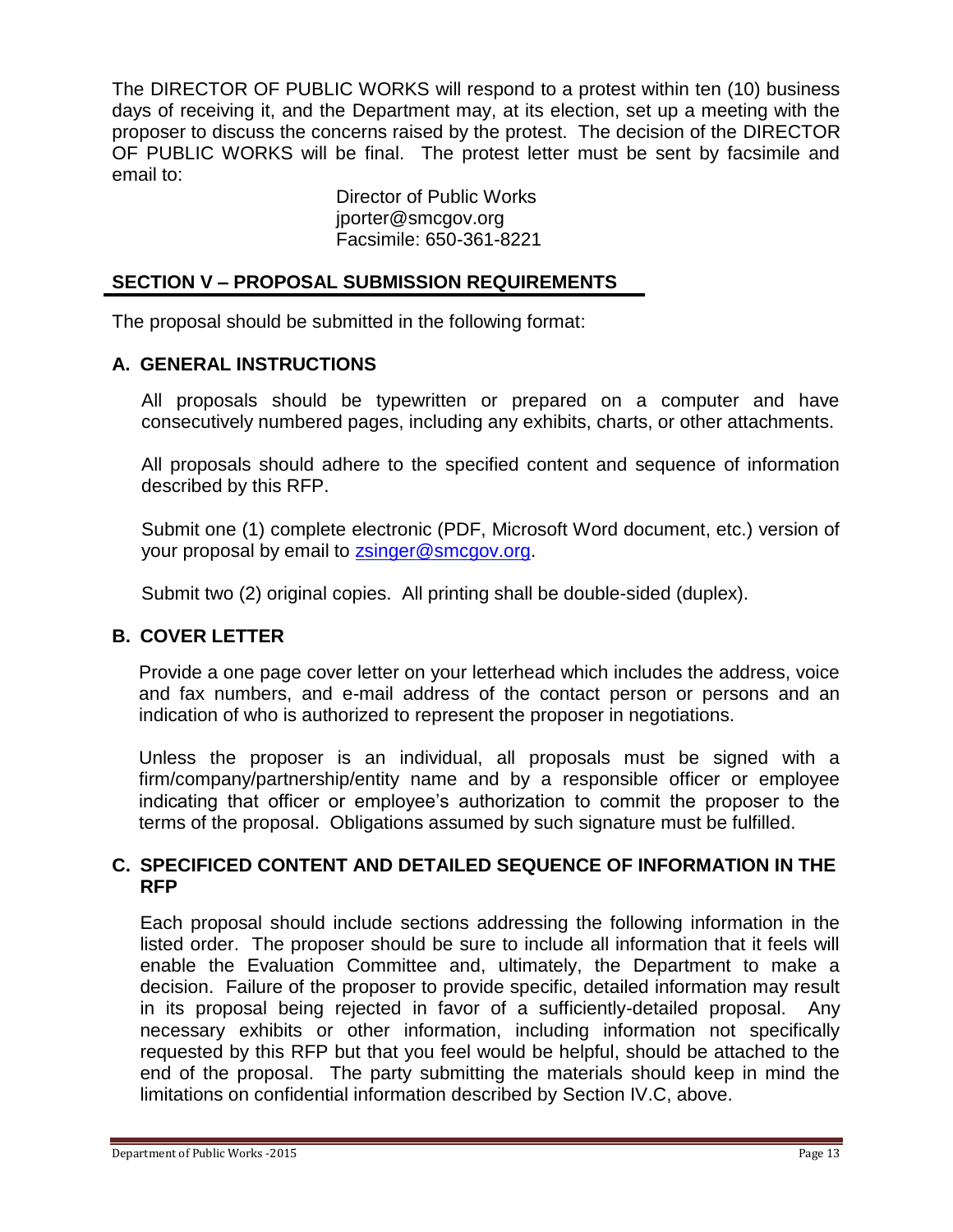The DIRECTOR OF PUBLIC WORKS will respond to a protest within ten (10) business days of receiving it, and the Department may, at its election, set up a meeting with the proposer to discuss the concerns raised by the protest. The decision of the DIRECTOR OF PUBLIC WORKS will be final. The protest letter must be sent by facsimile and email to:

Director of Public Works
jporter@smcgov.org
Facsimile: 650-361-8221

## SECTION V – PROPOSAL SUBMISSION REQUIREMENTS

The proposal should be submitted in the following format:

### A. GENERAL INSTRUCTIONS

All proposals should be typewritten or prepared on a computer and have consecutively numbered pages, including any exhibits, charts, or other attachments.

All proposals should adhere to the specified content and sequence of information described by this RFP.

Submit one (1) complete electronic (PDF, Microsoft Word document, etc.) version of your proposal by email to zsinger@smcgov.org.

Submit two (2) original copies. All printing shall be double-sided (duplex).

### B. COVER LETTER

Provide a one page cover letter on your letterhead which includes the address, voice and fax numbers, and e-mail address of the contact person or persons and an indication of who is authorized to represent the proposer in negotiations.

Unless the proposer is an individual, all proposals must be signed with a firm/company/partnership/entity name and by a responsible officer or employee indicating that officer or employee's authorization to commit the proposer to the terms of the proposal. Obligations assumed by such signature must be fulfilled.

### C. SPECIFICED CONTENT AND DETAILED SEQUENCE OF INFORMATION IN THE RFP

Each proposal should include sections addressing the following information in the listed order. The proposer should be sure to include all information that it feels will enable the Evaluation Committee and, ultimately, the Department to make a decision. Failure of the proposer to provide specific, detailed information may result in its proposal being rejected in favor of a sufficiently-detailed proposal. Any necessary exhibits or other information, including information not specifically requested by this RFP but that you feel would be helpful, should be attached to the end of the proposal. The party submitting the materials should keep in mind the limitations on confidential information described by Section IV.C, above.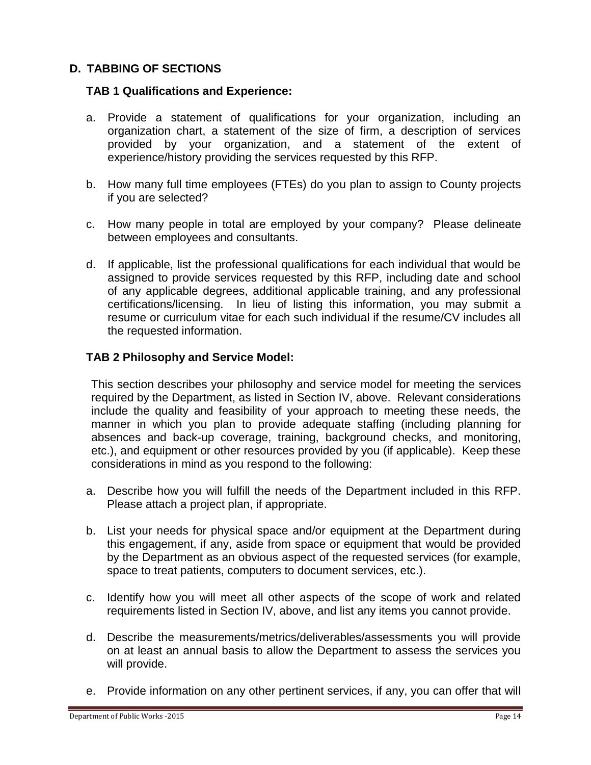## D. TABBING OF SECTIONS

### TAB 1 Qualifications and Experience:

a. Provide a statement of qualifications for your organization, including an organization chart, a statement of the size of firm, a description of services provided by your organization, and a statement of the extent of experience/history providing the services requested by this RFP.

b. How many full time employees (FTEs) do you plan to assign to County projects if you are selected?

c. How many people in total are employed by your company? Please delineate between employees and consultants.

d. If applicable, list the professional qualifications for each individual that would be assigned to provide services requested by this RFP, including date and school of any applicable degrees, additional applicable training, and any professional certifications/licensing. In lieu of listing this information, you may submit a resume or curriculum vitae for each such individual if the resume/CV includes all the requested information.

### TAB 2 Philosophy and Service Model:

This section describes your philosophy and service model for meeting the services required by the Department, as listed in Section IV, above. Relevant considerations include the quality and feasibility of your approach to meeting these needs, the manner in which you plan to provide adequate staffing (including planning for absences and back-up coverage, training, background checks, and monitoring, etc.), and equipment or other resources provided by you (if applicable). Keep these considerations in mind as you respond to the following:

a. Describe how you will fulfill the needs of the Department included in this RFP. Please attach a project plan, if appropriate.

b. List your needs for physical space and/or equipment at the Department during this engagement, if any, aside from space or equipment that would be provided by the Department as an obvious aspect of the requested services (for example, space to treat patients, computers to document services, etc.).

c. Identify how you will meet all other aspects of the scope of work and related requirements listed in Section IV, above, and list any items you cannot provide.

d. Describe the measurements/metrics/deliverables/assessments you will provide on at least an annual basis to allow the Department to assess the services you will provide.

e. Provide information on any other pertinent services, if any, you can offer that will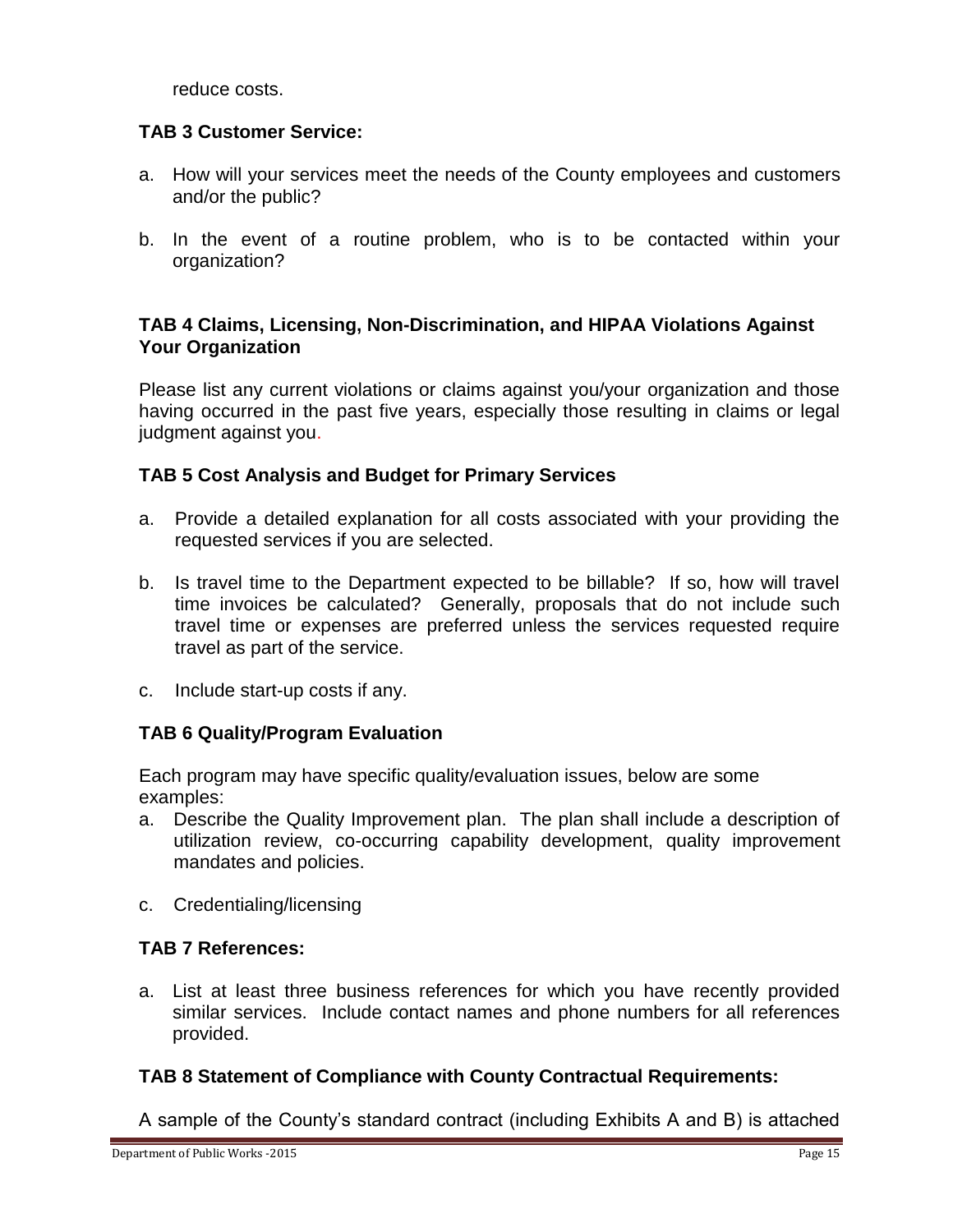reduce costs.

**TAB 3 Customer Service:**

a. How will your services meet the needs of the County employees and customers and/or the public?

b. In the event of a routine problem, who is to be contacted within your organization?

**TAB 4 Claims, Licensing, Non-Discrimination, and HIPAA Violations Against Your Organization**

Please list any current violations or claims against you/your organization and those having occurred in the past five years, especially those resulting in claims or legal judgment against you.

**TAB 5 Cost Analysis and Budget for Primary Services**

a. Provide a detailed explanation for all costs associated with your providing the requested services if you are selected.

b. Is travel time to the Department expected to be billable? If so, how will travel time invoices be calculated? Generally, proposals that do not include such travel time or expenses are preferred unless the services requested require travel as part of the service.

c. Include start-up costs if any.

**TAB 6 Quality/Program Evaluation**

Each program may have specific quality/evaluation issues, below are some examples:

a. Describe the Quality Improvement plan. The plan shall include a description of utilization review, co-occurring capability development, quality improvement mandates and policies.

c. Credentialing/licensing

**TAB 7 References:**

a. List at least three business references for which you have recently provided similar services. Include contact names and phone numbers for all references provided.

**TAB 8 Statement of Compliance with County Contractual Requirements:**

A sample of the County's standard contract (including Exhibits A and B) is attached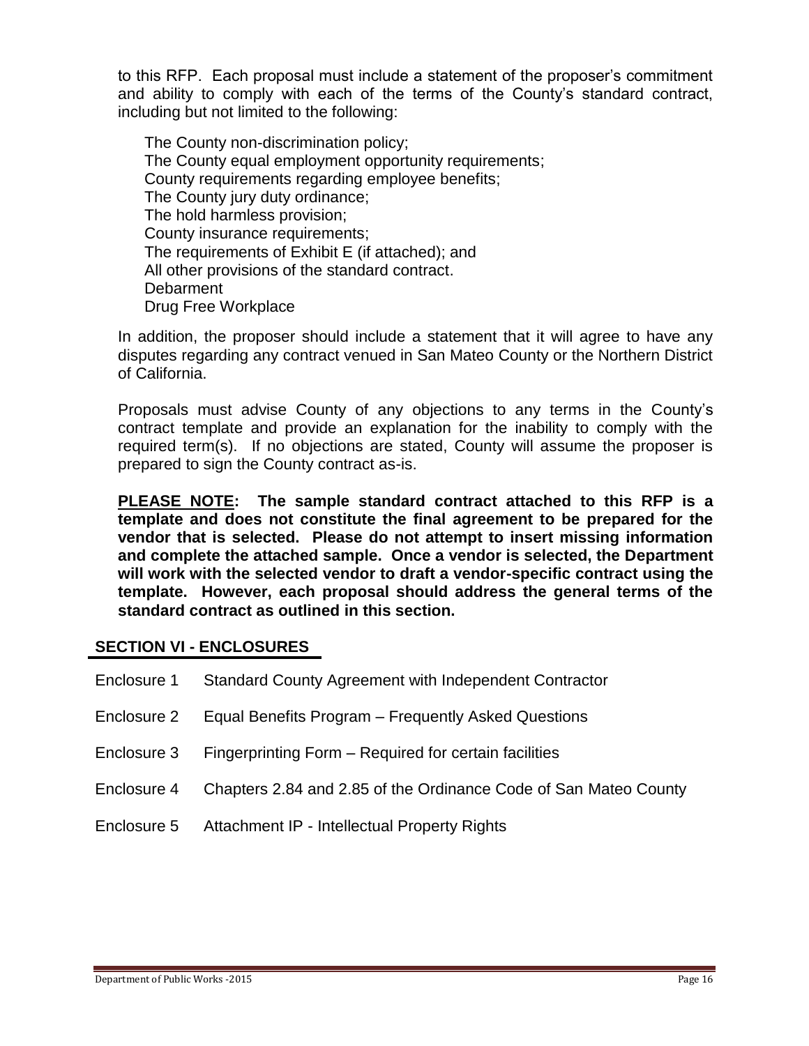to this RFP. Each proposal must include a statement of the proposer's commitment and ability to comply with each of the terms of the County's standard contract, including but not limited to the following:

The County non-discrimination policy;
The County equal employment opportunity requirements;
County requirements regarding employee benefits;
The County jury duty ordinance;
The hold harmless provision;
County insurance requirements;
The requirements of Exhibit E (if attached); and
All other provisions of the standard contract.
Debarment
Drug Free Workplace

In addition, the proposer should include a statement that it will agree to have any disputes regarding any contract venued in San Mateo County or the Northern District of California.

Proposals must advise County of any objections to any terms in the County's contract template and provide an explanation for the inability to comply with the required term(s). If no objections are stated, County will assume the proposer is prepared to sign the County contract as-is.

**PLEASE NOTE: The sample standard contract attached to this RFP is a template and does not constitute the final agreement to be prepared for the vendor that is selected. Please do not attempt to insert missing information and complete the attached sample. Once a vendor is selected, the Department will work with the selected vendor to draft a vendor-specific contract using the template. However, each proposal should address the general terms of the standard contract as outlined in this section.**

## SECTION VI - ENCLOSURES

Enclosure 1 Standard County Agreement with Independent Contractor

Enclosure 2 Equal Benefits Program – Frequently Asked Questions

Enclosure 3 Fingerprinting Form – Required for certain facilities

Enclosure 4 Chapters 2.84 and 2.85 of the Ordinance Code of San Mateo County

Enclosure 5 Attachment IP - Intellectual Property Rights